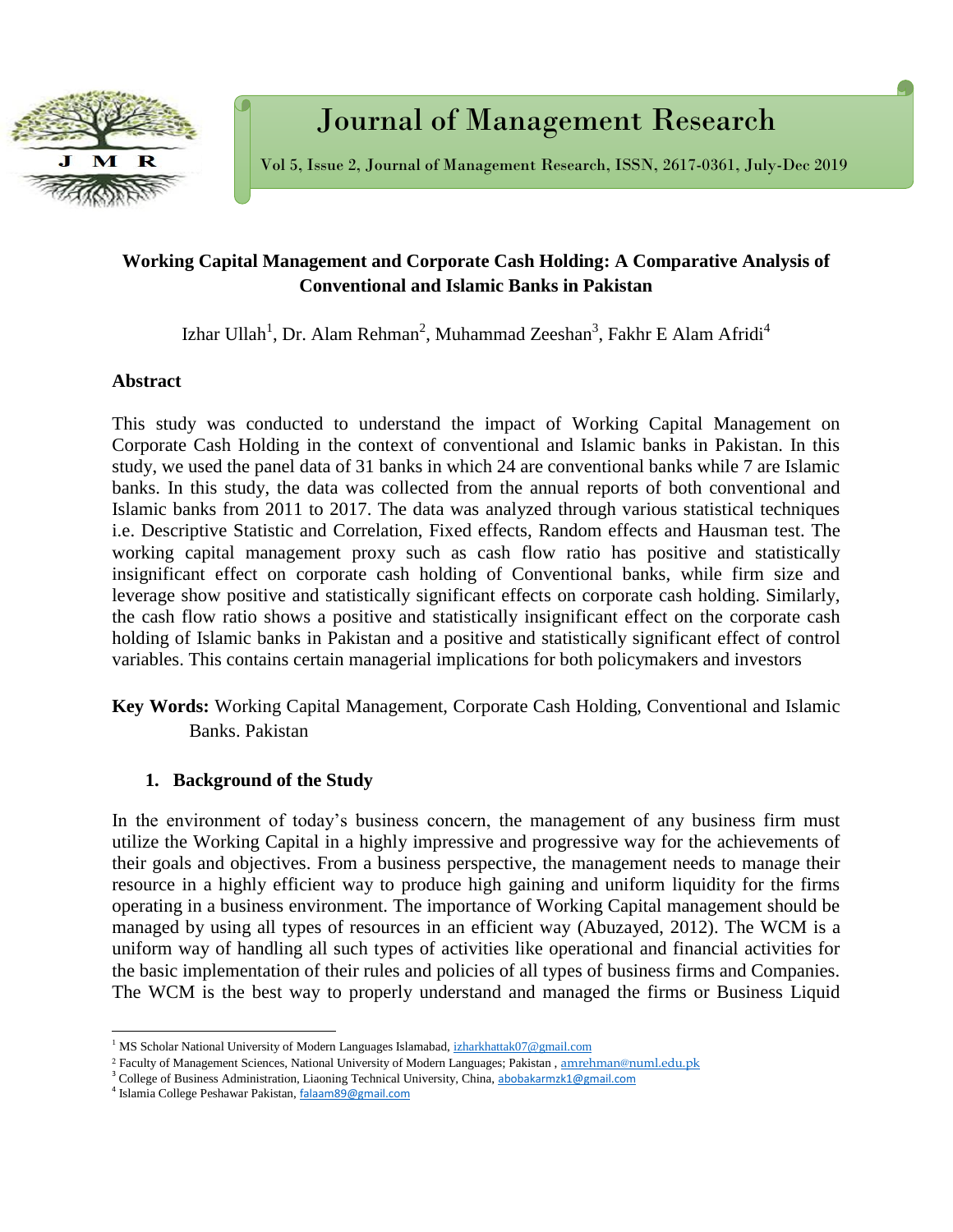# Working Capital Management and Corporate Cash Holding: A Comparative Analysis of Conventional and Islamic Banks in Pakistan

Izhar Ullah[1], Dr. Alam Rehman[2], Muhammad Zeeshan[3], Fakhr E Alam Afridi[4]

## Abstract

This study was conducted to understand the impact of Working Capital Management on Corporate Cash Holding in the context of conventional and Islamic banks in Pakistan. In this study, we used the panel data of 31 banks in which 24 are conventional banks while 7 are Islamic banks. In this study, the data was collected from the annual reports of both conventional and Islamic banks from 2011 to 2017. The data was analyzed through various statistical techniques i.e. Descriptive Statistic and Correlation, Fixed effects, Random effects and Hausman test. The working capital management proxy such as cash flow ratio has positive and statistically insignificant effect on corporate cash holding of Conventional banks, while firm size and leverage show positive and statistically significant effects on corporate cash holding. Similarly, the cash flow ratio shows a positive and statistically insignificant effect on the corporate cash holding of Islamic banks in Pakistan and a positive and statistically significant effect of control variables. This contains certain managerial implications for both policymakers and investors

**Key Words:** Working Capital Management, Corporate Cash Holding, Conventional and Islamic Banks. Pakistan

## 1. Background of the Study

In the environment of today's business concern, the management of any business firm must utilize the Working Capital in a highly impressive and progressive way for the achievements of their goals and objectives. From a business perspective, the management needs to manage their resource in a highly efficient way to produce high gaining and uniform liquidity for the firms operating in a business environment. The importance of Working Capital management should be managed by using all types of resources in an efficient way (Abuzayed, 2012). The WCM is a uniform way of handling all such types of activities like operational and financial activities for the basic implementation of their rules and policies of all types of business firms and Companies. The WCM is the best way to properly understand and managed the firms or Business Liquid

---

[1] MS Scholar National University of Modern Languages Islamabad, izharkhattak07@gmail.com

[2] Faculty of Management Sciences, National University of Modern Languages; Pakistan , amrehman@numl.edu.pk

[3] College of Business Administration, Liaoning Technical University, China, abobakarmzk1@gmail.com

[4] Islamia College Peshawar Pakistan, falaam89@gmail.com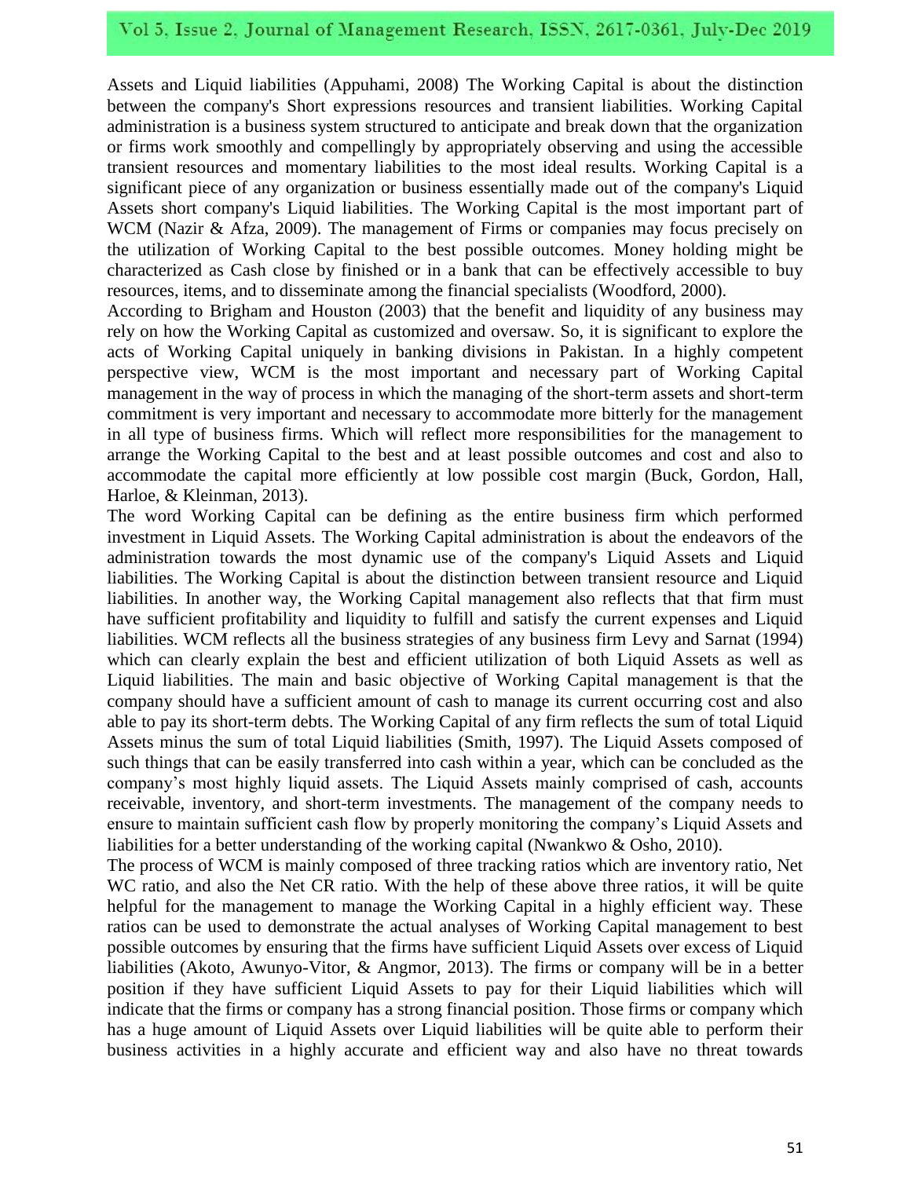Assets and Liquid liabilities (Appuhami, 2008) The Working Capital is about the distinction between the company's Short expressions resources and transient liabilities. Working Capital administration is a business system structured to anticipate and break down that the organization or firms work smoothly and compellingly by appropriately observing and using the accessible transient resources and momentary liabilities to the most ideal results. Working Capital is a significant piece of any organization or business essentially made out of the company's Liquid Assets short company's Liquid liabilities. The Working Capital is the most important part of WCM (Nazir & Afza, 2009). The management of Firms or companies may focus precisely on the utilization of Working Capital to the best possible outcomes. Money holding might be characterized as Cash close by finished or in a bank that can be effectively accessible to buy resources, items, and to disseminate among the financial specialists (Woodford, 2000).

According to Brigham and Houston (2003) that the benefit and liquidity of any business may rely on how the Working Capital as customized and oversaw. So, it is significant to explore the acts of Working Capital uniquely in banking divisions in Pakistan. In a highly competent perspective view, WCM is the most important and necessary part of Working Capital management in the way of process in which the managing of the short-term assets and short-term commitment is very important and necessary to accommodate more bitterly for the management in all type of business firms. Which will reflect more responsibilities for the management to arrange the Working Capital to the best and at least possible outcomes and cost and also to accommodate the capital more efficiently at low possible cost margin (Buck, Gordon, Hall, Harloe, & Kleinman, 2013).

The word Working Capital can be defining as the entire business firm which performed investment in Liquid Assets. The Working Capital administration is about the endeavors of the administration towards the most dynamic use of the company's Liquid Assets and Liquid liabilities. The Working Capital is about the distinction between transient resource and Liquid liabilities. In another way, the Working Capital management also reflects that that firm must have sufficient profitability and liquidity to fulfill and satisfy the current expenses and Liquid liabilities. WCM reflects all the business strategies of any business firm Levy and Sarnat (1994) which can clearly explain the best and efficient utilization of both Liquid Assets as well as Liquid liabilities. The main and basic objective of Working Capital management is that the company should have a sufficient amount of cash to manage its current occurring cost and also able to pay its short-term debts. The Working Capital of any firm reflects the sum of total Liquid Assets minus the sum of total Liquid liabilities (Smith, 1997). The Liquid Assets composed of such things that can be easily transferred into cash within a year, which can be concluded as the company's most highly liquid assets. The Liquid Assets mainly comprised of cash, accounts receivable, inventory, and short-term investments. The management of the company needs to ensure to maintain sufficient cash flow by properly monitoring the company's Liquid Assets and liabilities for a better understanding of the working capital (Nwankwo & Osho, 2010).

The process of WCM is mainly composed of three tracking ratios which are inventory ratio, Net WC ratio, and also the Net CR ratio. With the help of these above three ratios, it will be quite helpful for the management to manage the Working Capital in a highly efficient way. These ratios can be used to demonstrate the actual analyses of Working Capital management to best possible outcomes by ensuring that the firms have sufficient Liquid Assets over excess of Liquid liabilities (Akoto, Awunyo-Vitor, & Angmor, 2013). The firms or company will be in a better position if they have sufficient Liquid Assets to pay for their Liquid liabilities which will indicate that the firms or company has a strong financial position. Those firms or company which has a huge amount of Liquid Assets over Liquid liabilities will be quite able to perform their business activities in a highly accurate and efficient way and also have no threat towards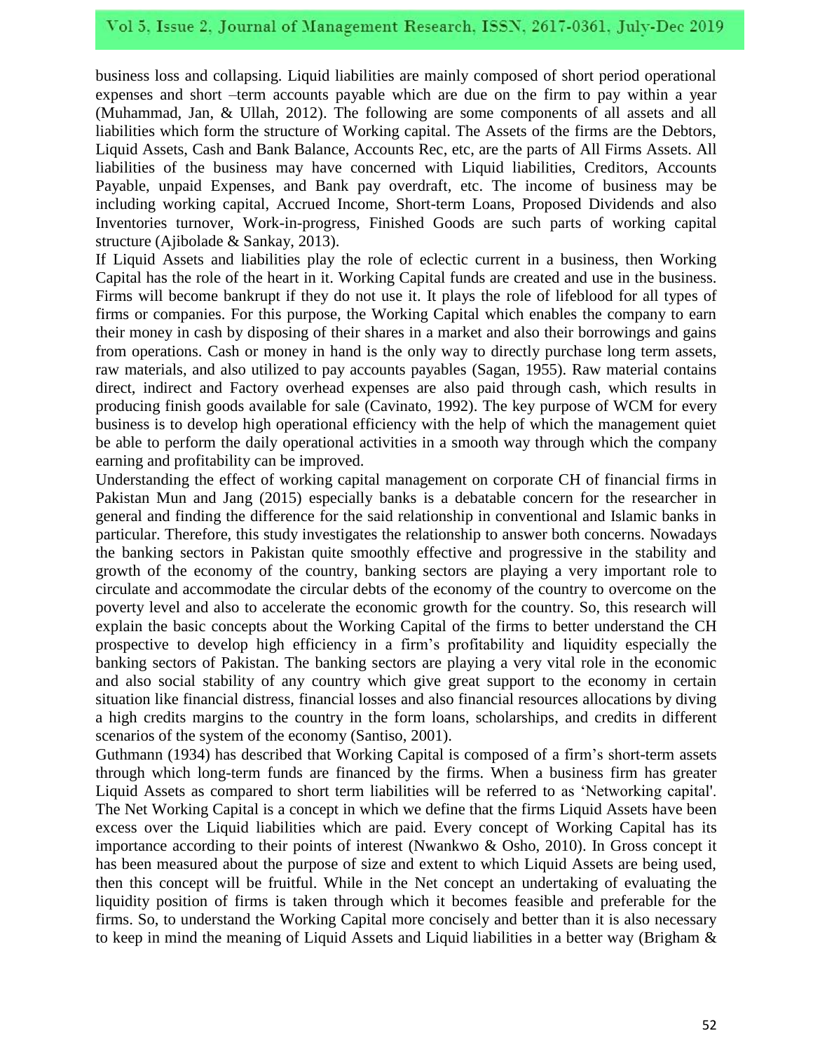business loss and collapsing. Liquid liabilities are mainly composed of short period operational expenses and short –term accounts payable which are due on the firm to pay within a year (Muhammad, Jan, & Ullah, 2012). The following are some components of all assets and all liabilities which form the structure of Working capital. The Assets of the firms are the Debtors, Liquid Assets, Cash and Bank Balance, Accounts Rec, etc, are the parts of All Firms Assets. All liabilities of the business may have concerned with Liquid liabilities, Creditors, Accounts Payable, unpaid Expenses, and Bank pay overdraft, etc. The income of business may be including working capital, Accrued Income, Short-term Loans, Proposed Dividends and also Inventories turnover, Work-in-progress, Finished Goods are such parts of working capital structure (Ajibolade & Sankay, 2013).

If Liquid Assets and liabilities play the role of eclectic current in a business, then Working Capital has the role of the heart in it. Working Capital funds are created and use in the business. Firms will become bankrupt if they do not use it. It plays the role of lifeblood for all types of firms or companies. For this purpose, the Working Capital which enables the company to earn their money in cash by disposing of their shares in a market and also their borrowings and gains from operations. Cash or money in hand is the only way to directly purchase long term assets, raw materials, and also utilized to pay accounts payables (Sagan, 1955). Raw material contains direct, indirect and Factory overhead expenses are also paid through cash, which results in producing finish goods available for sale (Cavinato, 1992). The key purpose of WCM for every business is to develop high operational efficiency with the help of which the management quiet be able to perform the daily operational activities in a smooth way through which the company earning and profitability can be improved.

Understanding the effect of working capital management on corporate CH of financial firms in Pakistan Mun and Jang (2015) especially banks is a debatable concern for the researcher in general and finding the difference for the said relationship in conventional and Islamic banks in particular. Therefore, this study investigates the relationship to answer both concerns. Nowadays the banking sectors in Pakistan quite smoothly effective and progressive in the stability and growth of the economy of the country, banking sectors are playing a very important role to circulate and accommodate the circular debts of the economy of the country to overcome on the poverty level and also to accelerate the economic growth for the country. So, this research will explain the basic concepts about the Working Capital of the firms to better understand the CH prospective to develop high efficiency in a firm's profitability and liquidity especially the banking sectors of Pakistan. The banking sectors are playing a very vital role in the economic and also social stability of any country which give great support to the economy in certain situation like financial distress, financial losses and also financial resources allocations by diving a high credits margins to the country in the form loans, scholarships, and credits in different scenarios of the system of the economy (Santiso, 2001).

Guthmann (1934) has described that Working Capital is composed of a firm's short-term assets through which long-term funds are financed by the firms. When a business firm has greater Liquid Assets as compared to short term liabilities will be referred to as 'Networking capital'. The Net Working Capital is a concept in which we define that the firms Liquid Assets have been excess over the Liquid liabilities which are paid. Every concept of Working Capital has its importance according to their points of interest (Nwankwo & Osho, 2010). In Gross concept it has been measured about the purpose of size and extent to which Liquid Assets are being used, then this concept will be fruitful. While in the Net concept an undertaking of evaluating the liquidity position of firms is taken through which it becomes feasible and preferable for the firms. So, to understand the Working Capital more concisely and better than it is also necessary to keep in mind the meaning of Liquid Assets and Liquid liabilities in a better way (Brigham &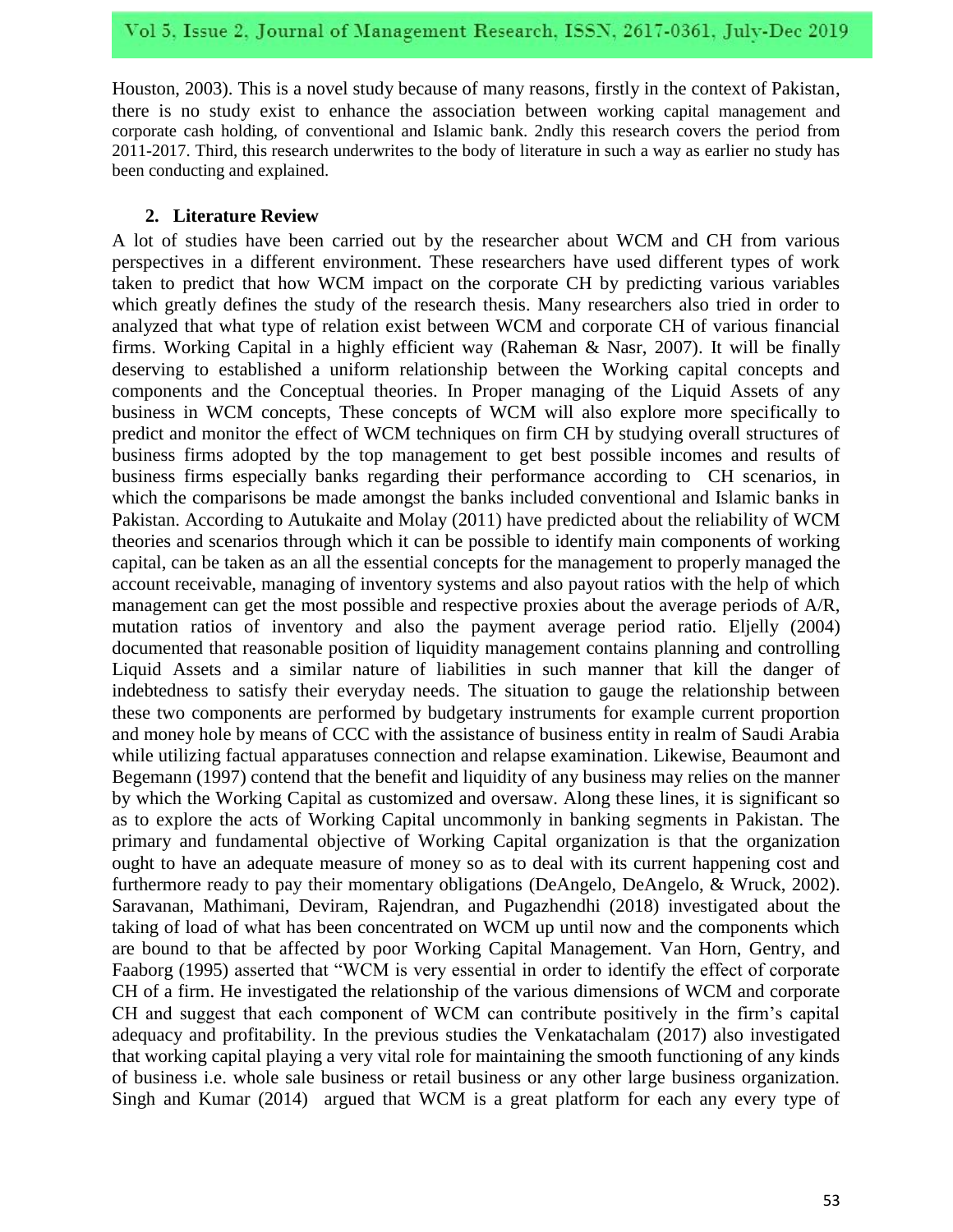Houston, 2003). This is a novel study because of many reasons, firstly in the context of Pakistan, there is no study exist to enhance the association between working capital management and corporate cash holding, of conventional and Islamic bank. 2ndly this research covers the period from 2011-2017. Third, this research underwrites to the body of literature in such a way as earlier no study has been conducting and explained.

## 2. Literature Review

A lot of studies have been carried out by the researcher about WCM and CH from various perspectives in a different environment. These researchers have used different types of work taken to predict that how WCM impact on the corporate CH by predicting various variables which greatly defines the study of the research thesis. Many researchers also tried in order to analyzed that what type of relation exist between WCM and corporate CH of various financial firms. Working Capital in a highly efficient way (Raheman & Nasr, 2007). It will be finally deserving to established a uniform relationship between the Working capital concepts and components and the Conceptual theories. In Proper managing of the Liquid Assets of any business in WCM concepts, These concepts of WCM will also explore more specifically to predict and monitor the effect of WCM techniques on firm CH by studying overall structures of business firms adopted by the top management to get best possible incomes and results of business firms especially banks regarding their performance according to CH scenarios, in which the comparisons be made amongst the banks included conventional and Islamic banks in Pakistan. According to Autukaite and Molay (2011) have predicted about the reliability of WCM theories and scenarios through which it can be possible to identify main components of working capital, can be taken as an all the essential concepts for the management to properly managed the account receivable, managing of inventory systems and also payout ratios with the help of which management can get the most possible and respective proxies about the average periods of A/R, mutation ratios of inventory and also the payment average period ratio. Eljelly (2004) documented that reasonable position of liquidity management contains planning and controlling Liquid Assets and a similar nature of liabilities in such manner that kill the danger of indebtedness to satisfy their everyday needs. The situation to gauge the relationship between these two components are performed by budgetary instruments for example current proportion and money hole by means of CCC with the assistance of business entity in realm of Saudi Arabia while utilizing factual apparatuses connection and relapse examination. Likewise, Beaumont and Begemann (1997) contend that the benefit and liquidity of any business may relies on the manner by which the Working Capital as customized and oversaw. Along these lines, it is significant so as to explore the acts of Working Capital uncommonly in banking segments in Pakistan. The primary and fundamental objective of Working Capital organization is that the organization ought to have an adequate measure of money so as to deal with its current happening cost and furthermore ready to pay their momentary obligations (DeAngelo, DeAngelo, & Wruck, 2002). Saravanan, Mathimani, Deviram, Rajendran, and Pugazhendhi (2018) investigated about the taking of load of what has been concentrated on WCM up until now and the components which are bound to that be affected by poor Working Capital Management. Van Horn, Gentry, and Faaborg (1995) asserted that "WCM is very essential in order to identify the effect of corporate CH of a firm. He investigated the relationship of the various dimensions of WCM and corporate CH and suggest that each component of WCM can contribute positively in the firm's capital adequacy and profitability. In the previous studies the Venkatachalam (2017) also investigated that working capital playing a very vital role for maintaining the smooth functioning of any kinds of business i.e. whole sale business or retail business or any other large business organization. Singh and Kumar (2014) argued that WCM is a great platform for each any every type of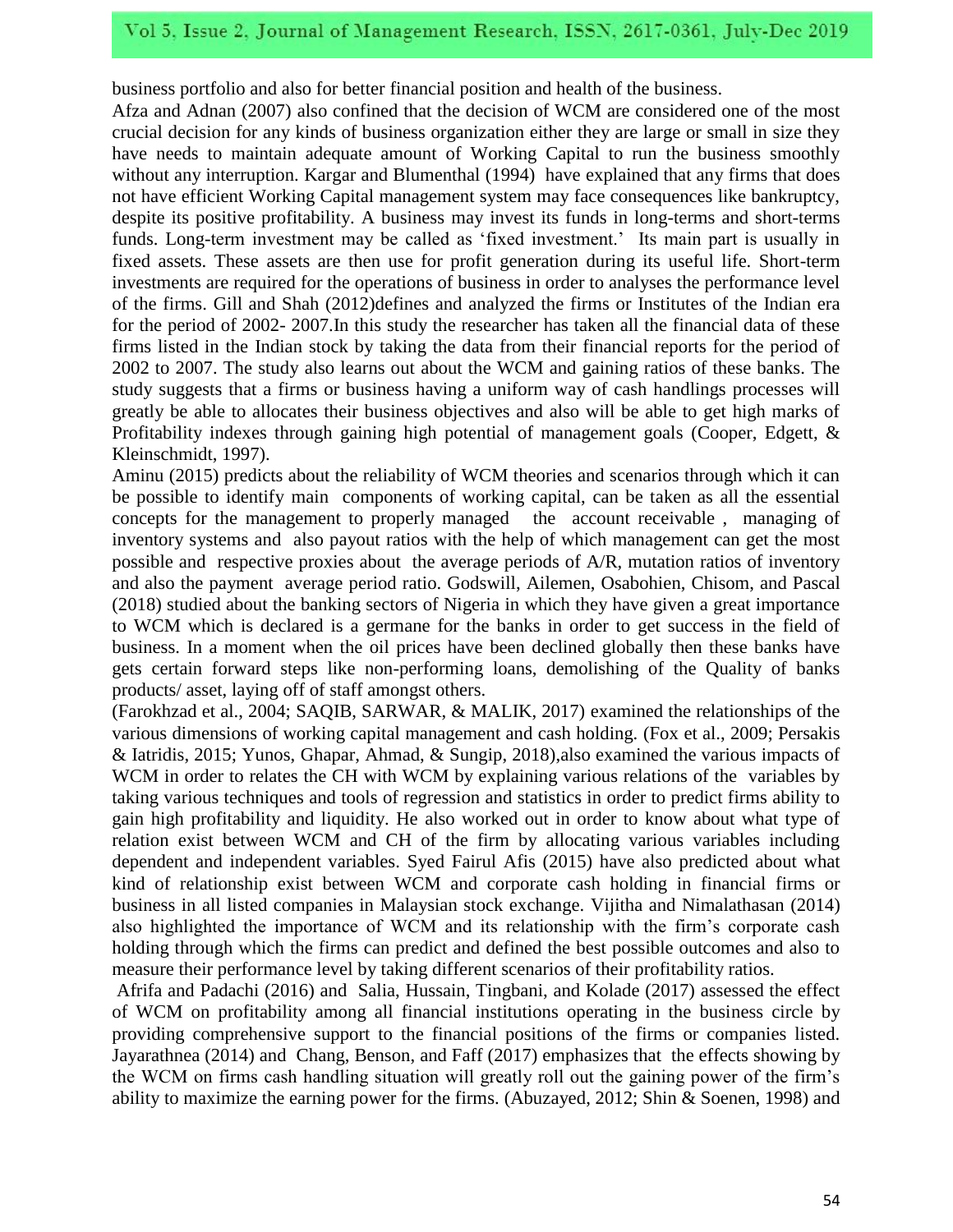business portfolio and also for better financial position and health of the business.

Afza and Adnan (2007) also confined that the decision of WCM are considered one of the most crucial decision for any kinds of business organization either they are large or small in size they have needs to maintain adequate amount of Working Capital to run the business smoothly without any interruption. Kargar and Blumenthal (1994) have explained that any firms that does not have efficient Working Capital management system may face consequences like bankruptcy, despite its positive profitability. A business may invest its funds in long-terms and short-terms funds. Long-term investment may be called as 'fixed investment.' Its main part is usually in fixed assets. These assets are then use for profit generation during its useful life. Short-term investments are required for the operations of business in order to analyses the performance level of the firms. Gill and Shah (2012)defines and analyzed the firms or Institutes of the Indian era for the period of 2002- 2007.In this study the researcher has taken all the financial data of these firms listed in the Indian stock by taking the data from their financial reports for the period of 2002 to 2007. The study also learns out about the WCM and gaining ratios of these banks. The study suggests that a firms or business having a uniform way of cash handlings processes will greatly be able to allocates their business objectives and also will be able to get high marks of Profitability indexes through gaining high potential of management goals (Cooper, Edgett, & Kleinschmidt, 1997).

Aminu (2015) predicts about the reliability of WCM theories and scenarios through which it can be possible to identify main components of working capital, can be taken as all the essential concepts for the management to properly managed the account receivable , managing of inventory systems and also payout ratios with the help of which management can get the most possible and respective proxies about the average periods of A/R, mutation ratios of inventory and also the payment average period ratio. Godswill, Ailemen, Osabohien, Chisom, and Pascal (2018) studied about the banking sectors of Nigeria in which they have given a great importance to WCM which is declared is a germane for the banks in order to get success in the field of business. In a moment when the oil prices have been declined globally then these banks have gets certain forward steps like non-performing loans, demolishing of the Quality of banks products/ asset, laying off of staff amongst others.

(Farokhzad et al., 2004; SAQIB, SARWAR, & MALIK, 2017) examined the relationships of the various dimensions of working capital management and cash holding. (Fox et al., 2009; Persakis & Iatridis, 2015; Yunos, Ghapar, Ahmad, & Sungip, 2018),also examined the various impacts of WCM in order to relates the CH with WCM by explaining various relations of the variables by taking various techniques and tools of regression and statistics in order to predict firms ability to gain high profitability and liquidity. He also worked out in order to know about what type of relation exist between WCM and CH of the firm by allocating various variables including dependent and independent variables. Syed Fairul Afis (2015) have also predicted about what kind of relationship exist between WCM and corporate cash holding in financial firms or business in all listed companies in Malaysian stock exchange. Vijitha and Nimalathasan (2014) also highlighted the importance of WCM and its relationship with the firm's corporate cash holding through which the firms can predict and defined the best possible outcomes and also to measure their performance level by taking different scenarios of their profitability ratios.

Afrifa and Padachi (2016) and Salia, Hussain, Tingbani, and Kolade (2017) assessed the effect of WCM on profitability among all financial institutions operating in the business circle by providing comprehensive support to the financial positions of the firms or companies listed. Jayarathnea (2014) and Chang, Benson, and Faff (2017) emphasizes that the effects showing by the WCM on firms cash handling situation will greatly roll out the gaining power of the firm's ability to maximize the earning power for the firms. (Abuzayed, 2012; Shin & Soenen, 1998) and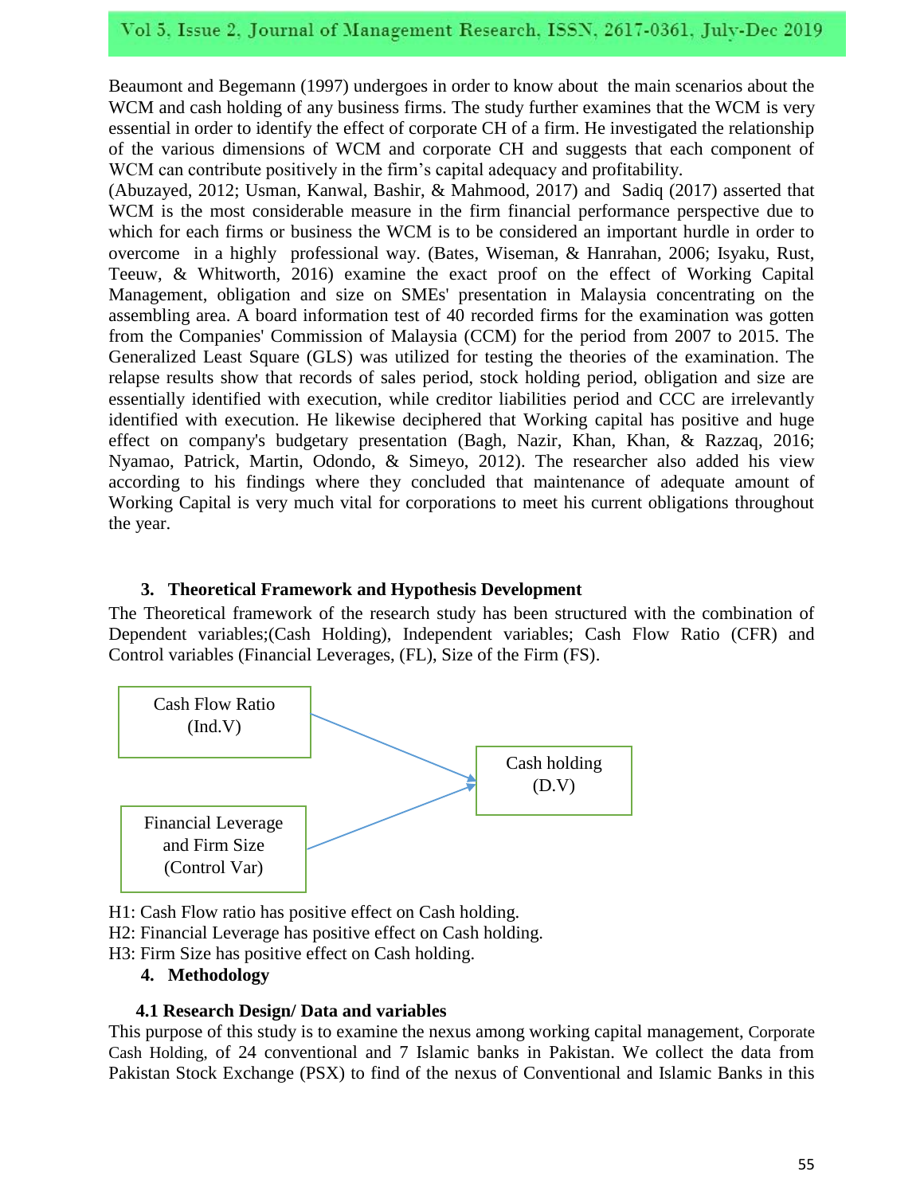Beaumont and Begemann (1997) undergoes in order to know about the main scenarios about the WCM and cash holding of any business firms. The study further examines that the WCM is very essential in order to identify the effect of corporate CH of a firm. He investigated the relationship of the various dimensions of WCM and corporate CH and suggests that each component of WCM can contribute positively in the firm's capital adequacy and profitability.

(Abuzayed, 2012; Usman, Kanwal, Bashir, & Mahmood, 2017) and Sadiq (2017) asserted that WCM is the most considerable measure in the firm financial performance perspective due to which for each firms or business the WCM is to be considered an important hurdle in order to overcome in a highly professional way. (Bates, Wiseman, & Hanrahan, 2006; Isyaku, Rust, Teeuw, & Whitworth, 2016) examine the exact proof on the effect of Working Capital Management, obligation and size on SMEs' presentation in Malaysia concentrating on the assembling area. A board information test of 40 recorded firms for the examination was gotten from the Companies' Commission of Malaysia (CCM) for the period from 2007 to 2015. The Generalized Least Square (GLS) was utilized for testing the theories of the examination. The relapse results show that records of sales period, stock holding period, obligation and size are essentially identified with execution, while creditor liabilities period and CCC are irrelevantly identified with execution. He likewise deciphered that Working capital has positive and huge effect on company's budgetary presentation (Bagh, Nazir, Khan, Khan, & Razzaq, 2016; Nyamao, Patrick, Martin, Odondo, & Simeyo, 2012). The researcher also added his view according to his findings where they concluded that maintenance of adequate amount of Working Capital is very much vital for corporations to meet his current obligations throughout the year.

## 3. Theoretical Framework and Hypothesis Development

The Theoretical framework of the research study has been structured with the combination of Dependent variables;(Cash Holding), Independent variables; Cash Flow Ratio (CFR) and Control variables (Financial Leverages, (FL), Size of the Firm (FS).

Cash Flow Ratio (Ind.V) → Cash holding (D.V)

Financial Leverage and Firm Size (Control Var) → Cash holding (D.V)

H1: Cash Flow ratio has positive effect on Cash holding.
H2: Financial Leverage has positive effect on Cash holding.
H3: Firm Size has positive effect on Cash holding.

## 4. Methodology

### 4.1 Research Design/ Data and variables

This purpose of this study is to examine the nexus among working capital management, Corporate Cash Holding, of 24 conventional and 7 Islamic banks in Pakistan. We collect the data from Pakistan Stock Exchange (PSX) to find of the nexus of Conventional and Islamic Banks in this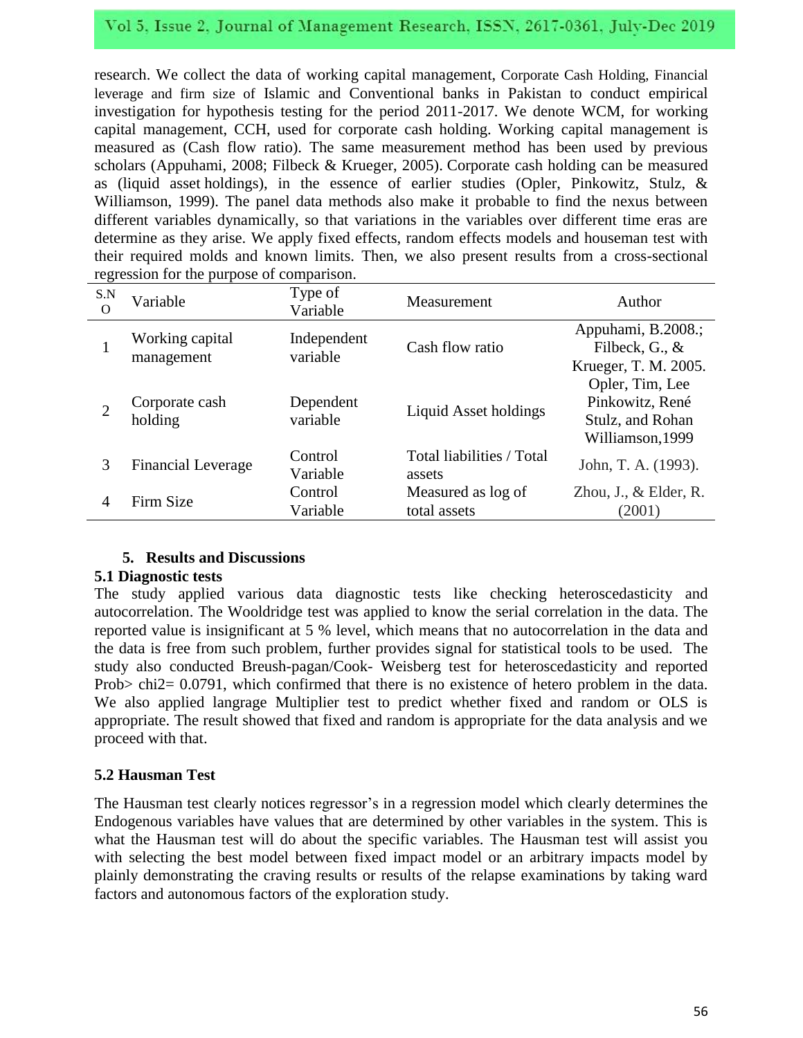research. We collect the data of working capital management, Corporate Cash Holding, Financial leverage and firm size of Islamic and Conventional banks in Pakistan to conduct empirical investigation for hypothesis testing for the period 2011-2017. We denote WCM, for working capital management, CCH, used for corporate cash holding. Working capital management is measured as (Cash flow ratio). The same measurement method has been used by previous scholars (Appuhami, 2008; Filbeck & Krueger, 2005). Corporate cash holding can be measured as (liquid asset holdings), in the essence of earlier studies (Opler, Pinkowitz, Stulz, & Williamson, 1999). The panel data methods also make it probable to find the nexus between different variables dynamically, so that variations in the variables over different time eras are determine as they arise. We apply fixed effects, random effects models and houseman test with their required molds and known limits. Then, we also present results from a cross-sectional regression for the purpose of comparison.

| S.NO | Variable | Type of Variable | Measurement | Author |
|---|---|---|---|---|
| 1 | Working capital management | Independent variable | Cash flow ratio | Appuhami, B.2008.; Filbeck, G., & Krueger, T. M. 2005. |
| 2 | Corporate cash holding | Dependent variable | Liquid Asset holdings | Opler, Tim, Lee Pinkowitz, René Stulz, and Rohan Williamson,1999 |
| 3 | Financial Leverage | Control Variable | Total liabilities / Total assets | John, T. A. (1993). |
| 4 | Firm Size | Control Variable | Measured as log of total assets | Zhou, J., & Elder, R. (2001) |

## 5. Results and Discussions

### 5.1 Diagnostic tests

The study applied various data diagnostic tests like checking heteroscedasticity and autocorrelation. The Wooldridge test was applied to know the serial correlation in the data. The reported value is insignificant at 5 % level, which means that no autocorrelation in the data and the data is free from such problem, further provides signal for statistical tools to be used. The study also conducted Breush-pagan/Cook- Weisberg test for heteroscedasticity and reported Prob> chi2= 0.0791, which confirmed that there is no existence of hetero problem in the data. We also applied langrage Multiplier test to predict whether fixed and random or OLS is appropriate. The result showed that fixed and random is appropriate for the data analysis and we proceed with that.

### 5.2 Hausman Test

The Hausman test clearly notices regressor's in a regression model which clearly determines the Endogenous variables have values that are determined by other variables in the system. This is what the Hausman test will do about the specific variables. The Hausman test will assist you with selecting the best model between fixed impact model or an arbitrary impacts model by plainly demonstrating the craving results or results of the relapse examinations by taking ward factors and autonomous factors of the exploration study.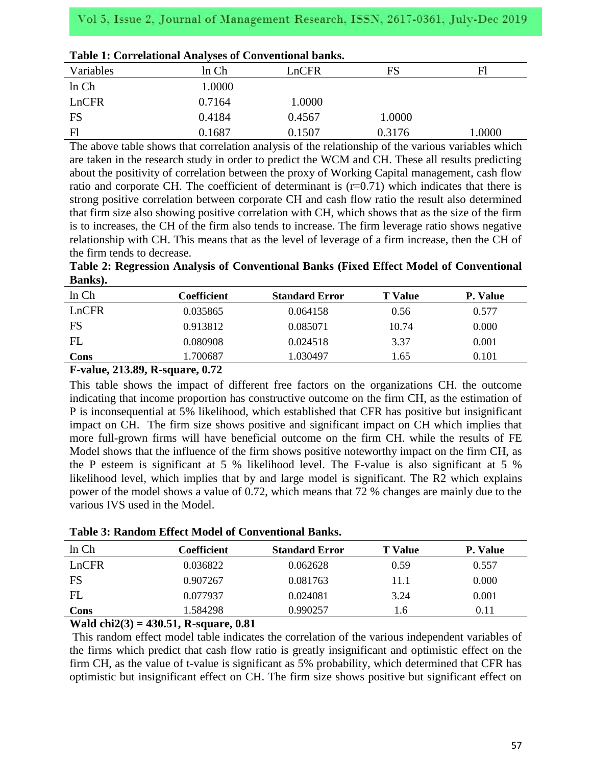**Table 1: Correlational Analyses of Conventional banks.**

| Variables | ln Ch | LnCFR | FS | Fl |
|---|---|---|---|---|
| ln Ch | 1.0000 | | | |
| LnCFR | 0.7164 | 1.0000 | | |
| FS | 0.4184 | 0.4567 | 1.0000 | |
| Fl | 0.1687 | 0.1507 | 0.3176 | 1.0000 |

The above table shows that correlation analysis of the relationship of the various variables which are taken in the research study in order to predict the WCM and CH. These all results predicting about the positivity of correlation between the proxy of Working Capital management, cash flow ratio and corporate CH. The coefficient of determinant is (r=0.71) which indicates that there is strong positive correlation between corporate CH and cash flow ratio the result also determined that firm size also showing positive correlation with CH, which shows that as the size of the firm is to increases, the CH of the firm also tends to increase. The firm leverage ratio shows negative relationship with CH. This means that as the level of leverage of a firm increase, then the CH of the firm tends to decrease.

**Table 2: Regression Analysis of Conventional Banks (Fixed Effect Model of Conventional Banks).**

| ln Ch | **Coefficient** | **Standard Error** | **T Value** | **P. Value** |
|---|---|---|---|---|
| LnCFR | 0.035865 | 0.064158 | 0.56 | 0.577 |
| FS | 0.913812 | 0.085071 | 10.74 | 0.000 |
| FL | 0.080908 | 0.024518 | 3.37 | 0.001 |
| **Cons** | 1.700687 | 1.030497 | 1.65 | 0.101 |

**F-value, 213.89, R-square, 0.72**

This table shows the impact of different free factors on the organizations CH. the outcome indicating that income proportion has constructive outcome on the firm CH, as the estimation of P is inconsequential at 5% likelihood, which established that CFR has positive but insignificant impact on CH. The firm size shows positive and significant impact on CH which implies that more full-grown firms will have beneficial outcome on the firm CH. while the results of FE Model shows that the influence of the firm shows positive noteworthy impact on the firm CH, as the P esteem is significant at 5 % likelihood level. The F-value is also significant at 5 % likelihood level, which implies that by and large model is significant. The R2 which explains power of the model shows a value of 0.72, which means that 72 % changes are mainly due to the various IVS used in the Model.

**Table 3: Random Effect Model of Conventional Banks.**

| ln Ch | **Coefficient** | **Standard Error** | **T Value** | **P. Value** |
|---|---|---|---|---|
| LnCFR | 0.036822 | 0.062628 | 0.59 | 0.557 |
| FS | 0.907267 | 0.081763 | 11.1 | 0.000 |
| FL | 0.077937 | 0.024081 | 3.24 | 0.001 |
| **Cons** | 1.584298 | 0.990257 | 1.6 | 0.11 |

**Wald chi2(3) = 430.51, R-square, 0.81**

This random effect model table indicates the correlation of the various independent variables of the firms which predict that cash flow ratio is greatly insignificant and optimistic effect on the firm CH, as the value of t-value is significant as 5% probability, which determined that CFR has optimistic but insignificant effect on CH. The firm size shows positive but significant effect on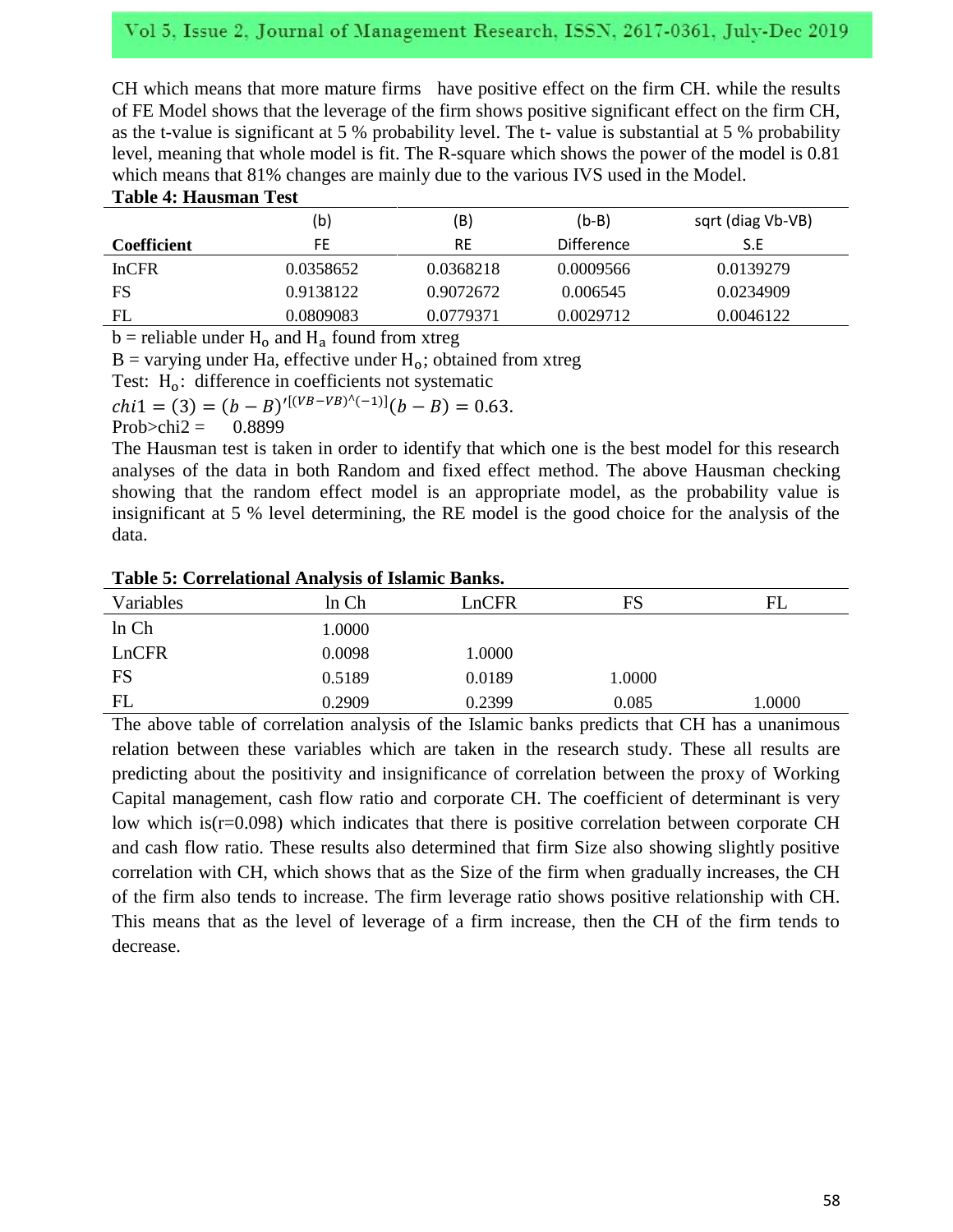CH which means that more mature firms have positive effect on the firm CH. while the results of FE Model shows that the leverage of the firm shows positive significant effect on the firm CH, as the t-value is significant at 5 % probability level. The t- value is substantial at 5 % probability level, meaning that whole model is fit. The R-square which shows the power of the model is 0.81 which means that 81% changes are mainly due to the various IVS used in the Model.

**Table 4: Hausman Test**

| | (b) | (B) | (b-B) | sqrt (diag Vb-VB) |
|---|---|---|---|---|
| **Coefficient** | FE | RE | Difference | S.E |
| InCFR | 0.0358652 | 0.0368218 | 0.0009566 | 0.0139279 |
| FS | 0.9138122 | 0.9072672 | 0.006545 | 0.0234909 |
| FL | 0.0809083 | 0.0779371 | 0.0029712 | 0.0046122 |

b = reliable under $H_o$ and $H_a$ found from xtreg

B = varying under Ha, effective under $H_o$; obtained from xtreg

Test: $H_o$: difference in coefficients not systematic

$chi1 = (3) = (b - B)'^{[(VB-VB)^\wedge(-1)]}(b - B) = 0.63.$

Prob>chi2 = 0.8899

The Hausman test is taken in order to identify that which one is the best model for this research analyses of the data in both Random and fixed effect method. The above Hausman checking showing that the random effect model is an appropriate model, as the probability value is insignificant at 5 % level determining, the RE model is the good choice for the analysis of the data.

**Table 5: Correlational Analysis of Islamic Banks.**

| Variables | ln Ch | LnCFR | FS | FL |
|---|---|---|---|---|
| ln Ch | 1.0000 | | | |
| LnCFR | 0.0098 | 1.0000 | | |
| FS | 0.5189 | 0.0189 | 1.0000 | |
| FL | 0.2909 | 0.2399 | 0.085 | 1.0000 |

The above table of correlation analysis of the Islamic banks predicts that CH has a unanimous relation between these variables which are taken in the research study. These all results are predicting about the positivity and insignificance of correlation between the proxy of Working Capital management, cash flow ratio and corporate CH. The coefficient of determinant is very low which is(r=0.098) which indicates that there is positive correlation between corporate CH and cash flow ratio. These results also determined that firm Size also showing slightly positive correlation with CH, which shows that as the Size of the firm when gradually increases, the CH of the firm also tends to increase. The firm leverage ratio shows positive relationship with CH. This means that as the level of leverage of a firm increase, then the CH of the firm tends to decrease.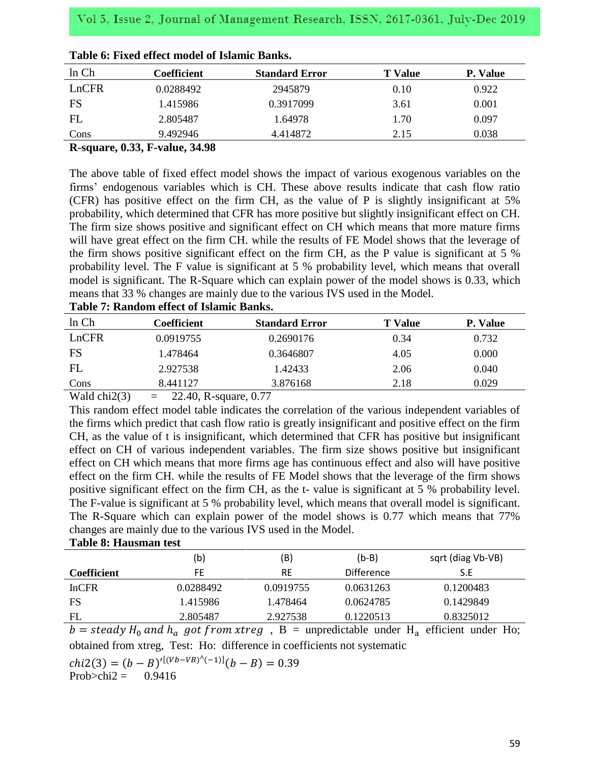**Table 6: Fixed effect model of Islamic Banks.**

| ln Ch | Coefficient | Standard Error | T Value | P. Value |
|---|---|---|---|---|
| LnCFR | 0.0288492 | 2945879 | 0.10 | 0.922 |
| FS | 1.415986 | 0.3917099 | 3.61 | 0.001 |
| FL | 2.805487 | 1.64978 | 1.70 | 0.097 |
| Cons | 9.492946 | 4.414872 | 2.15 | 0.038 |

**R-square, 0.33, F-value, 34.98**

The above table of fixed effect model shows the impact of various exogenous variables on the firms' endogenous variables which is CH. These above results indicate that cash flow ratio (CFR) has positive effect on the firm CH, as the value of P is slightly insignificant at 5% probability, which determined that CFR has more positive but slightly insignificant effect on CH. The firm size shows positive and significant effect on CH which means that more mature firms will have great effect on the firm CH. while the results of FE Model shows that the leverage of the firm shows positive significant effect on the firm CH, as the P value is significant at 5 % probability level. The F value is significant at 5 % probability level, which means that overall model is significant. The R-Square which can explain power of the model shows is 0.33, which means that 33 % changes are mainly due to the various IVS used in the Model.

**Table 7: Random effect of Islamic Banks.**

| ln Ch | Coefficient | Standard Error | T Value | P. Value |
|---|---|---|---|---|
| LnCFR | 0.0919755 | 0.2690176 | 0.34 | 0.732 |
| FS | 1.478464 | 0.3646807 | 4.05 | 0.000 |
| FL | 2.927538 | 1.42433 | 2.06 | 0.040 |
| Cons | 8.441127 | 3.876168 | 2.18 | 0.029 |

Wald chi2(3) = 22.40, R-square, 0.77

This random effect model table indicates the correlation of the various independent variables of the firms which predict that cash flow ratio is greatly insignificant and positive effect on the firm CH, as the value of t is insignificant, which determined that CFR has positive but insignificant effect on CH of various independent variables. The firm size shows positive but insignificant effect on CH which means that more firms age has continuous effect and also will have positive effect on the firm CH. while the results of FE Model shows that the leverage of the firm shows positive significant effect on the firm CH, as the t- value is significant at 5 % probability level. The F-value is significant at 5 % probability level, which means that overall model is significant. The R-Square which can explain power of the model shows is 0.77 which means that 77% changes are mainly due to the various IVS used in the Model.

**Table 8: Hausman test**

| | (b) | (B) | (b-B) | sqrt (diag Vb-VB) |
|---|---|---|---|---|
| **Coefficient** | FE | RE | Difference | S.E |
| InCFR | 0.0288492 | 0.0919755 | 0.0631263 | 0.1200483 |
| FS | 1.415986 | 1.478464 | 0.0624785 | 0.1429849 |
| FL | 2.805487 | 2.927538 | 0.1220513 | 0.8325012 |

$b = steady\ H_0\ and\ h_a\ got\ from\ xtreg$ , B = unpredictable under $H_a$ efficient under Ho; obtained from xtreg, Test: Ho: difference in coefficients not systematic

$chi2(3) = (b - B)'^{[(Vb-VB)^{\wedge}(-1)]}(b - B) = 0.39$

Prob>chi2 = 0.9416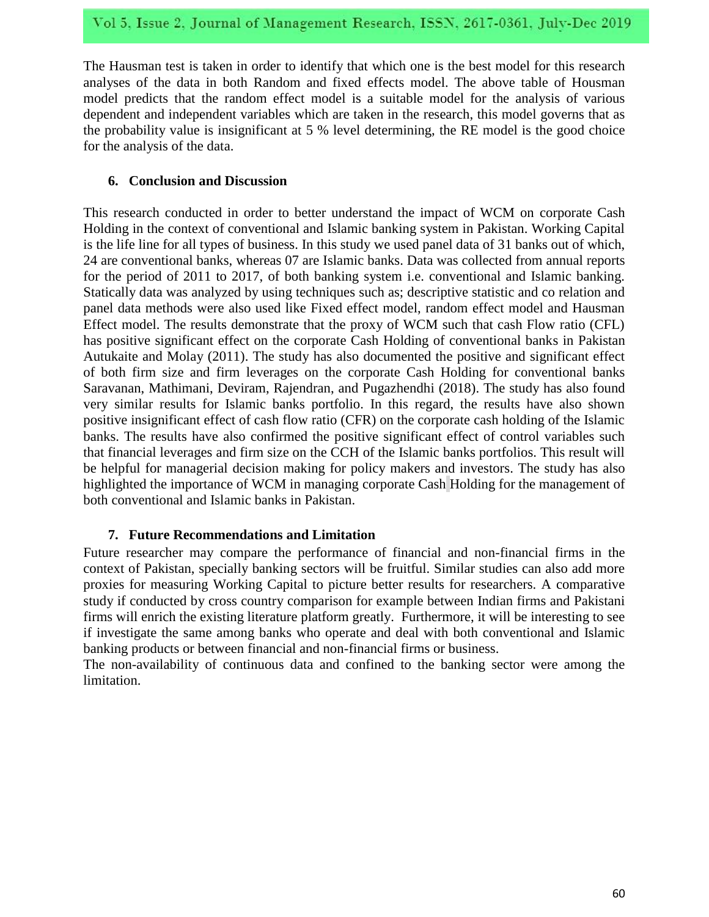The Hausman test is taken in order to identify that which one is the best model for this research analyses of the data in both Random and fixed effects model. The above table of Housman model predicts that the random effect model is a suitable model for the analysis of various dependent and independent variables which are taken in the research, this model governs that as the probability value is insignificant at 5 % level determining, the RE model is the good choice for the analysis of the data.

## 6. Conclusion and Discussion

This research conducted in order to better understand the impact of WCM on corporate Cash Holding in the context of conventional and Islamic banking system in Pakistan. Working Capital is the life line for all types of business. In this study we used panel data of 31 banks out of which, 24 are conventional banks, whereas 07 are Islamic banks. Data was collected from annual reports for the period of 2011 to 2017, of both banking system i.e. conventional and Islamic banking. Statically data was analyzed by using techniques such as; descriptive statistic and co relation and panel data methods were also used like Fixed effect model, random effect model and Hausman Effect model. The results demonstrate that the proxy of WCM such that cash Flow ratio (CFL) has positive significant effect on the corporate Cash Holding of conventional banks in Pakistan Autukaite and Molay (2011). The study has also documented the positive and significant effect of both firm size and firm leverages on the corporate Cash Holding for conventional banks Saravanan, Mathimani, Deviram, Rajendran, and Pugazhendhi (2018). The study has also found very similar results for Islamic banks portfolio. In this regard, the results have also shown positive insignificant effect of cash flow ratio (CFR) on the corporate cash holding of the Islamic banks. The results have also confirmed the positive significant effect of control variables such that financial leverages and firm size on the CCH of the Islamic banks portfolios. This result will be helpful for managerial decision making for policy makers and investors. The study has also highlighted the importance of WCM in managing corporate Cash Holding for the management of both conventional and Islamic banks in Pakistan.

## 7. Future Recommendations and Limitation

Future researcher may compare the performance of financial and non-financial firms in the context of Pakistan, specially banking sectors will be fruitful. Similar studies can also add more proxies for measuring Working Capital to picture better results for researchers. A comparative study if conducted by cross country comparison for example between Indian firms and Pakistani firms will enrich the existing literature platform greatly. Furthermore, it will be interesting to see if investigate the same among banks who operate and deal with both conventional and Islamic banking products or between financial and non-financial firms or business.

The non-availability of continuous data and confined to the banking sector were among the limitation.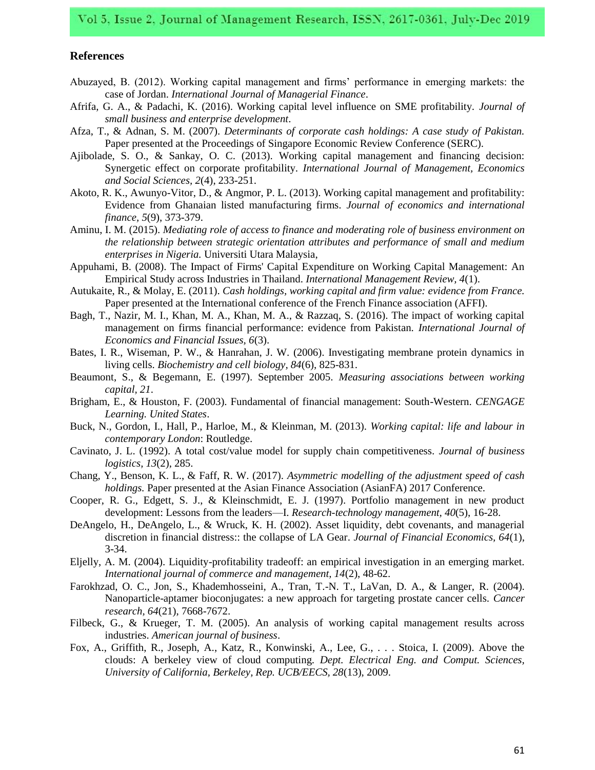## References

Abuzayed, B. (2012). Working capital management and firms' performance in emerging markets: the case of Jordan. *International Journal of Managerial Finance*.

Afrifa, G. A., & Padachi, K. (2016). Working capital level influence on SME profitability. *Journal of small business and enterprise development*.

Afza, T., & Adnan, S. M. (2007). *Determinants of corporate cash holdings: A case study of Pakistan.* Paper presented at the Proceedings of Singapore Economic Review Conference (SERC).

Ajibolade, S. O., & Sankay, O. C. (2013). Working capital management and financing decision: Synergetic effect on corporate profitability. *International Journal of Management, Economics and Social Sciences, 2*(4), 233-251.

Akoto, R. K., Awunyo-Vitor, D., & Angmor, P. L. (2013). Working capital management and profitability: Evidence from Ghanaian listed manufacturing firms. *Journal of economics and international finance, 5*(9), 373-379.

Aminu, I. M. (2015). *Mediating role of access to finance and moderating role of business environment on the relationship between strategic orientation attributes and performance of small and medium enterprises in Nigeria.* Universiti Utara Malaysia,

Appuhami, B. (2008). The Impact of Firms' Capital Expenditure on Working Capital Management: An Empirical Study across Industries in Thailand. *International Management Review, 4*(1).

Autukaite, R., & Molay, E. (2011). *Cash holdings, working capital and firm value: evidence from France.* Paper presented at the International conference of the French Finance association (AFFI).

Bagh, T., Nazir, M. I., Khan, M. A., Khan, M. A., & Razzaq, S. (2016). The impact of working capital management on firms financial performance: evidence from Pakistan. *International Journal of Economics and Financial Issues, 6*(3).

Bates, I. R., Wiseman, P. W., & Hanrahan, J. W. (2006). Investigating membrane protein dynamics in living cells. *Biochemistry and cell biology, 84*(6), 825-831.

Beaumont, S., & Begemann, E. (1997). September 2005. *Measuring associations between working capital, 21*.

Brigham, E., & Houston, F. (2003). Fundamental of financial management: South-Western. *CENGAGE Learning. United States*.

Buck, N., Gordon, I., Hall, P., Harloe, M., & Kleinman, M. (2013). *Working capital: life and labour in contemporary London*: Routledge.

Cavinato, J. L. (1992). A total cost/value model for supply chain competitiveness. *Journal of business logistics, 13*(2), 285.

Chang, Y., Benson, K. L., & Faff, R. W. (2017). *Asymmetric modelling of the adjustment speed of cash holdings.* Paper presented at the Asian Finance Association (AsianFA) 2017 Conference.

Cooper, R. G., Edgett, S. J., & Kleinschmidt, E. J. (1997). Portfolio management in new product development: Lessons from the leaders—I. *Research-technology management, 40*(5), 16-28.

DeAngelo, H., DeAngelo, L., & Wruck, K. H. (2002). Asset liquidity, debt covenants, and managerial discretion in financial distress:: the collapse of LA Gear. *Journal of Financial Economics, 64*(1), 3-34.

Eljelly, A. M. (2004). Liquidity-profitability tradeoff: an empirical investigation in an emerging market. *International journal of commerce and management, 14*(2), 48-62.

Farokhzad, O. C., Jon, S., Khademhosseini, A., Tran, T.-N. T., LaVan, D. A., & Langer, R. (2004). Nanoparticle-aptamer bioconjugates: a new approach for targeting prostate cancer cells. *Cancer research, 64*(21), 7668-7672.

Filbeck, G., & Krueger, T. M. (2005). An analysis of working capital management results across industries. *American journal of business*.

Fox, A., Griffith, R., Joseph, A., Katz, R., Konwinski, A., Lee, G., . . . Stoica, I. (2009). Above the clouds: A berkeley view of cloud computing. *Dept. Electrical Eng. and Comput. Sciences, University of California, Berkeley, Rep. UCB/EECS, 28*(13), 2009.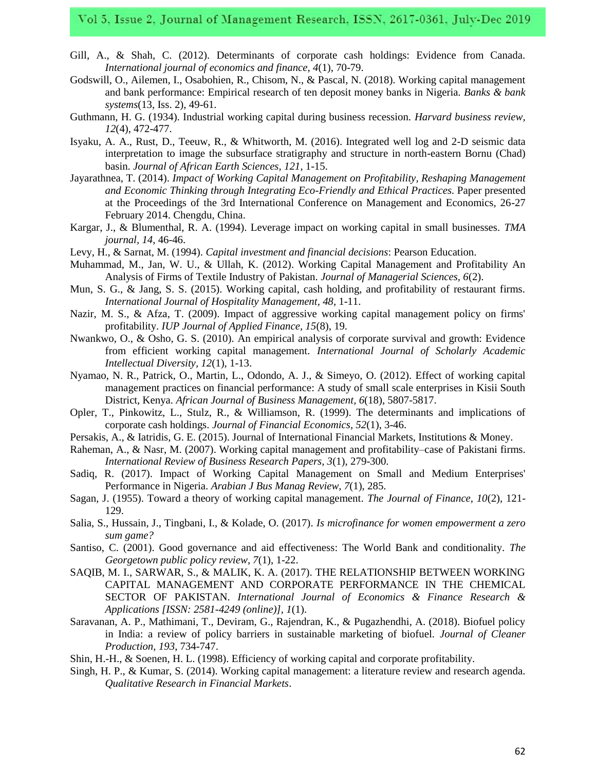Gill, A., & Shah, C. (2012). Determinants of corporate cash holdings: Evidence from Canada. *International journal of economics and finance, 4*(1), 70-79.

Godswill, O., Ailemen, I., Osabohien, R., Chisom, N., & Pascal, N. (2018). Working capital management and bank performance: Empirical research of ten deposit money banks in Nigeria. *Banks & bank systems*(13, Iss. 2), 49-61.

Guthmann, H. G. (1934). Industrial working capital during business recession. *Harvard business review, 12*(4), 472-477.

Isyaku, A. A., Rust, D., Teeuw, R., & Whitworth, M. (2016). Integrated well log and 2-D seismic data interpretation to image the subsurface stratigraphy and structure in north-eastern Bornu (Chad) basin. *Journal of African Earth Sciences, 121*, 1-15.

Jayarathnea, T. (2014). *Impact of Working Capital Management on Profitability, Reshaping Management and Economic Thinking through Integrating Eco-Friendly and Ethical Practices.* Paper presented at the Proceedings of the 3rd International Conference on Management and Economics, 26-27 February 2014. Chengdu, China.

Kargar, J., & Blumenthal, R. A. (1994). Leverage impact on working capital in small businesses. *TMA journal, 14*, 46-46.

Levy, H., & Sarnat, M. (1994). *Capital investment and financial decisions*: Pearson Education.

Muhammad, M., Jan, W. U., & Ullah, K. (2012). Working Capital Management and Profitability An Analysis of Firms of Textile Industry of Pakistan. *Journal of Managerial Sciences, 6*(2).

Mun, S. G., & Jang, S. S. (2015). Working capital, cash holding, and profitability of restaurant firms. *International Journal of Hospitality Management, 48*, 1-11.

Nazir, M. S., & Afza, T. (2009). Impact of aggressive working capital management policy on firms' profitability. *IUP Journal of Applied Finance, 15*(8), 19.

Nwankwo, O., & Osho, G. S. (2010). An empirical analysis of corporate survival and growth: Evidence from efficient working capital management. *International Journal of Scholarly Academic Intellectual Diversity, 12*(1), 1-13.

Nyamao, N. R., Patrick, O., Martin, L., Odondo, A. J., & Simeyo, O. (2012). Effect of working capital management practices on financial performance: A study of small scale enterprises in Kisii South District, Kenya. *African Journal of Business Management, 6*(18), 5807-5817.

Opler, T., Pinkowitz, L., Stulz, R., & Williamson, R. (1999). The determinants and implications of corporate cash holdings. *Journal of Financial Economics, 52*(1), 3-46.

Persakis, A., & Iatridis, G. E. (2015). Journal of International Financial Markets, Institutions & Money.

Raheman, A., & Nasr, M. (2007). Working capital management and profitability–case of Pakistani firms. *International Review of Business Research Papers, 3*(1), 279-300.

Sadiq, R. (2017). Impact of Working Capital Management on Small and Medium Enterprises' Performance in Nigeria. *Arabian J Bus Manag Review, 7*(1), 285.

Sagan, J. (1955). Toward a theory of working capital management. *The Journal of Finance, 10*(2), 121-129.

Salia, S., Hussain, J., Tingbani, I., & Kolade, O. (2017). *Is microfinance for women empowerment a zero sum game?*

Santiso, C. (2001). Good governance and aid effectiveness: The World Bank and conditionality. *The Georgetown public policy review, 7*(1), 1-22.

SAQIB, M. I., SARWAR, S., & MALIK, K. A. (2017). THE RELATIONSHIP BETWEEN WORKING CAPITAL MANAGEMENT AND CORPORATE PERFORMANCE IN THE CHEMICAL SECTOR OF PAKISTAN. *International Journal of Economics & Finance Research & Applications [ISSN: 2581-4249 (online)], 1*(1).

Saravanan, A. P., Mathimani, T., Deviram, G., Rajendran, K., & Pugazhendhi, A. (2018). Biofuel policy in India: a review of policy barriers in sustainable marketing of biofuel. *Journal of Cleaner Production, 193*, 734-747.

Shin, H.-H., & Soenen, H. L. (1998). Efficiency of working capital and corporate profitability.

Singh, H. P., & Kumar, S. (2014). Working capital management: a literature review and research agenda. *Qualitative Research in Financial Markets*.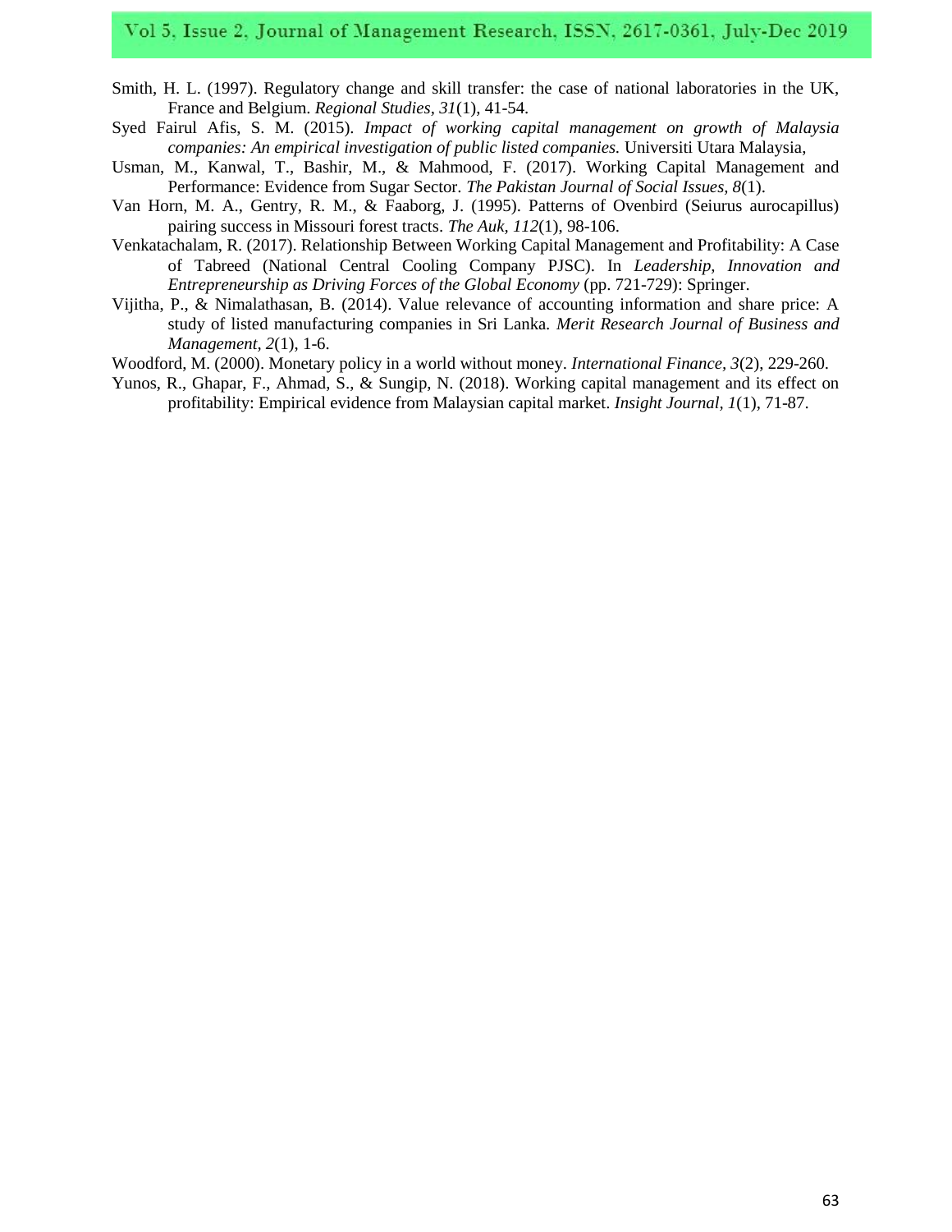Smith, H. L. (1997). Regulatory change and skill transfer: the case of national laboratories in the UK, France and Belgium. *Regional Studies, 31*(1), 41-54.

Syed Fairul Afis, S. M. (2015). *Impact of working capital management on growth of Malaysia companies: An empirical investigation of public listed companies.* Universiti Utara Malaysia,

Usman, M., Kanwal, T., Bashir, M., & Mahmood, F. (2017). Working Capital Management and Performance: Evidence from Sugar Sector. *The Pakistan Journal of Social Issues, 8*(1).

Van Horn, M. A., Gentry, R. M., & Faaborg, J. (1995). Patterns of Ovenbird (Seiurus aurocapillus) pairing success in Missouri forest tracts. *The Auk, 112*(1), 98-106.

Venkatachalam, R. (2017). Relationship Between Working Capital Management and Profitability: A Case of Tabreed (National Central Cooling Company PJSC). In *Leadership, Innovation and Entrepreneurship as Driving Forces of the Global Economy* (pp. 721-729): Springer.

Vijitha, P., & Nimalathasan, B. (2014). Value relevance of accounting information and share price: A study of listed manufacturing companies in Sri Lanka. *Merit Research Journal of Business and Management, 2*(1), 1-6.

Woodford, M. (2000). Monetary policy in a world without money. *International Finance, 3*(2), 229-260.

Yunos, R., Ghapar, F., Ahmad, S., & Sungip, N. (2018). Working capital management and its effect on profitability: Empirical evidence from Malaysian capital market. *Insight Journal, 1*(1), 71-87.